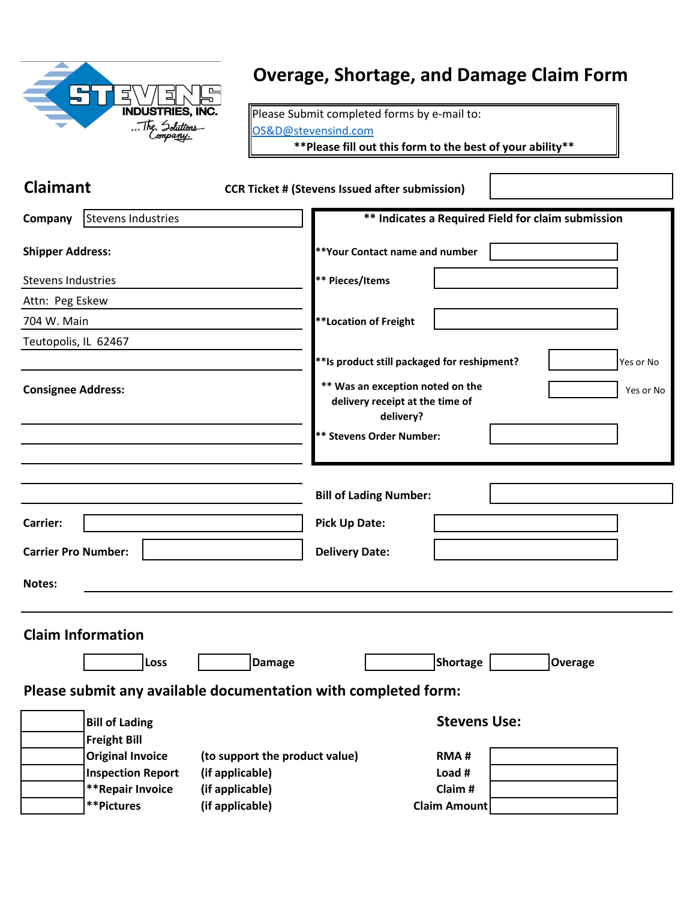# Overage, Shortage, and Damage Claim Form

Please Submit completed forms by e-mail to:
OS&D@stevensind.com
**Please fill out this form to the best of your ability**

## Claimant

**CCR Ticket # (Stevens Issued after submission)**

**Company** Stevens Industries

**Shipper Address:**

Stevens Industries
Attn: Peg Eskew
704 W. Main
Teutopolis, IL 62467

**Consignee Address:**

** Indicates a Required Field for claim submission

**Your Contact name and number**

**Pieces/Items**

**Location of Freight**

**Is product still packaged for reshipment?** Yes or No

**Was an exception noted on the delivery receipt at the time of delivery?** Yes or No

**Stevens Order Number:**

**Bill of Lading Number:**

**Carrier:**

**Pick Up Date:**

**Carrier Pro Number:**

**Delivery Date:**

**Notes:**

## Claim Information

| | Loss | | Damage | | Shortage | | Overage |
|---|---|---|---|---|---|---|---|

## Please submit any available documentation with completed form:

| | Document | |
|---|---|---|
| | Bill of Lading | |
| | Freight Bill | |
| | Original Invoice | (to support the product value) |
| | Inspection Report | (if applicable) |
| | **Repair Invoice | (if applicable) |
| | **Pictures | (if applicable) |

### Stevens Use:

| | |
|---|---|
| RMA # | |
| Load # | |
| Claim # | |
| Claim Amount | |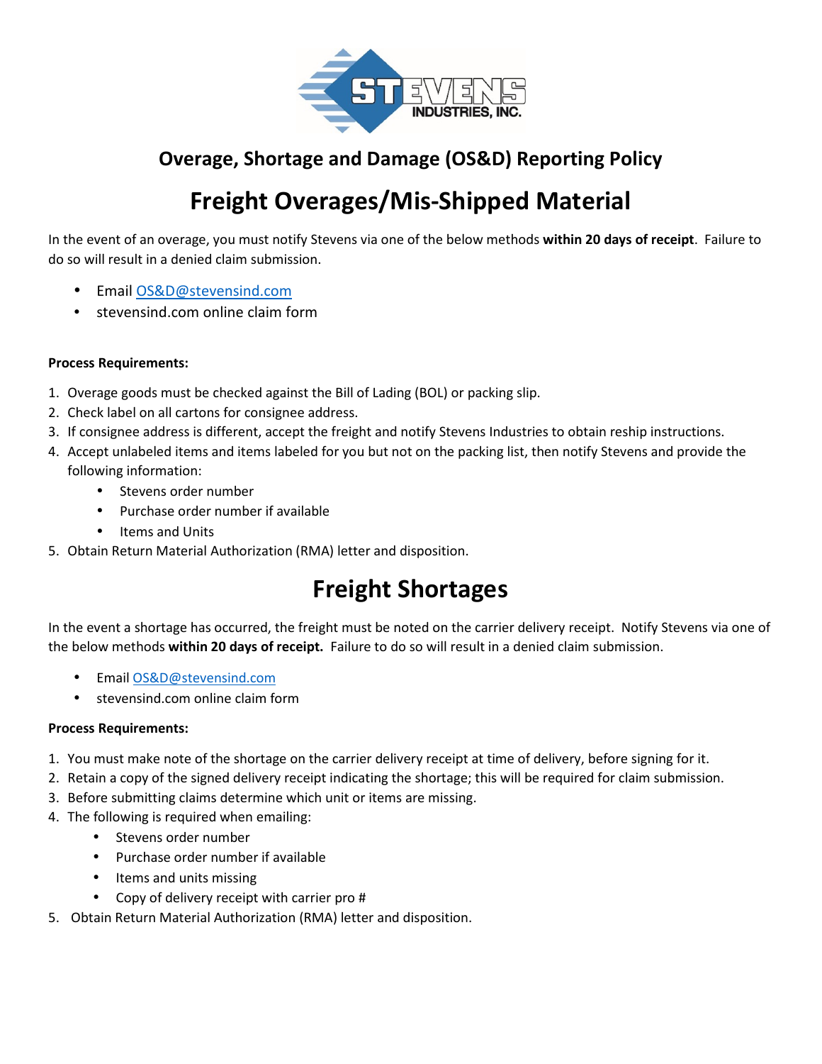## Overage, Shortage and Damage (OS&D) Reporting Policy

# Freight Overages/Mis-Shipped Material

In the event of an overage, you must notify Stevens via one of the below methods **within 20 days of receipt**. Failure to do so will result in a denied claim submission.

- Email OS&D@stevensind.com
- stevensind.com online claim form

**Process Requirements:**

1. Overage goods must be checked against the Bill of Lading (BOL) or packing slip.
2. Check label on all cartons for consignee address.
3. If consignee address is different, accept the freight and notify Stevens Industries to obtain reship instructions.
4. Accept unlabeled items and items labeled for you but not on the packing list, then notify Stevens and provide the following information:
   - Stevens order number
   - Purchase order number if available
   - Items and Units
5. Obtain Return Material Authorization (RMA) letter and disposition.

# Freight Shortages

In the event a shortage has occurred, the freight must be noted on the carrier delivery receipt. Notify Stevens via one of the below methods **within 20 days of receipt.** Failure to do so will result in a denied claim submission.

- Email OS&D@stevensind.com
- stevensind.com online claim form

**Process Requirements:**

1. You must make note of the shortage on the carrier delivery receipt at time of delivery, before signing for it.
2. Retain a copy of the signed delivery receipt indicating the shortage; this will be required for claim submission.
3. Before submitting claims determine which unit or items are missing.
4. The following is required when emailing:
   - Stevens order number
   - Purchase order number if available
   - Items and units missing
   - Copy of delivery receipt with carrier pro #
5. Obtain Return Material Authorization (RMA) letter and disposition.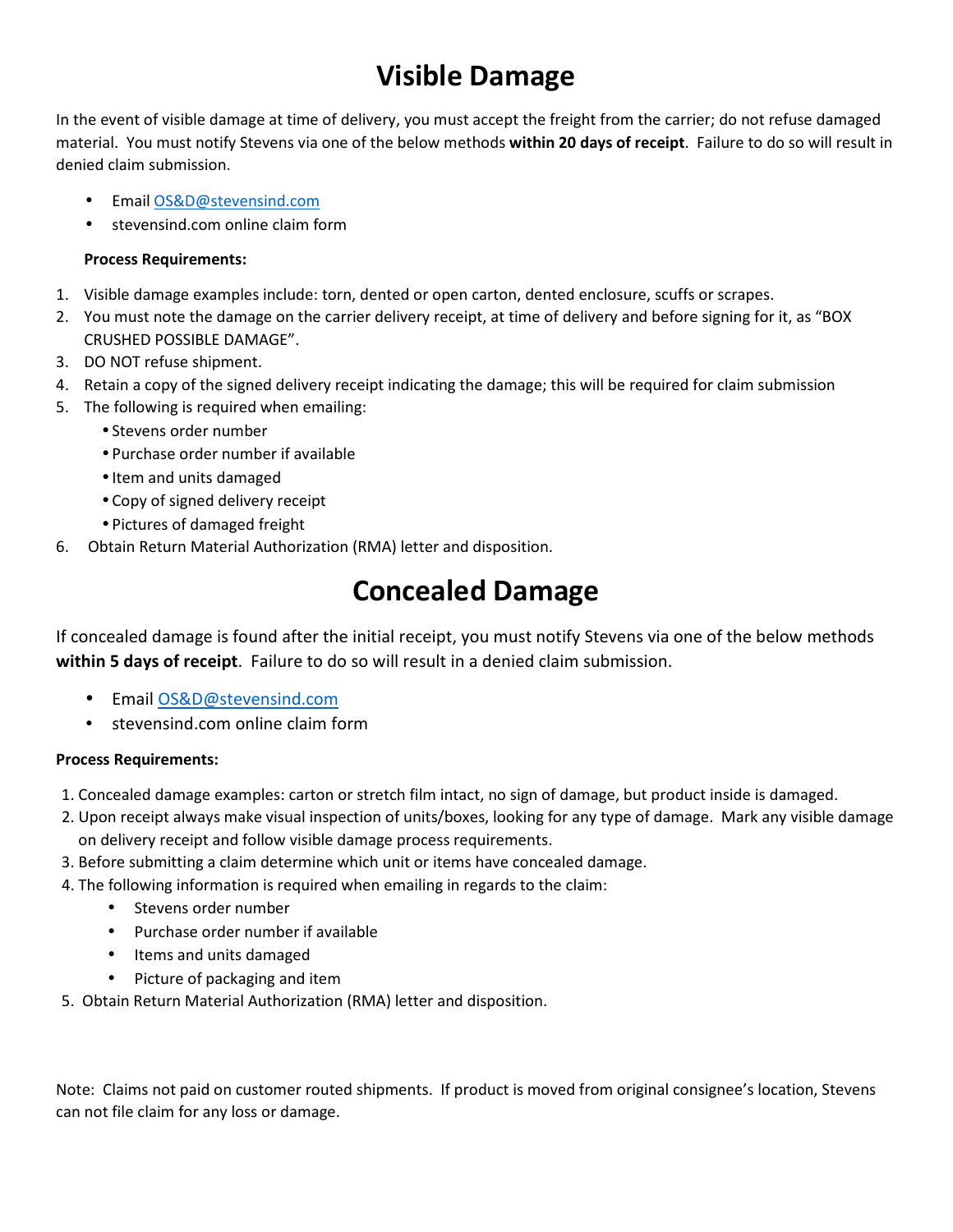# Visible Damage

In the event of visible damage at time of delivery, you must accept the freight from the carrier; do not refuse damaged material. You must notify Stevens via one of the below methods **within 20 days of receipt**. Failure to do so will result in denied claim submission.

- Email OS&D@stevensind.com
- stevensind.com online claim form

**Process Requirements:**

1. Visible damage examples include: torn, dented or open carton, dented enclosure, scuffs or scrapes.
2. You must note the damage on the carrier delivery receipt, at time of delivery and before signing for it, as "BOX CRUSHED POSSIBLE DAMAGE".
3. DO NOT refuse shipment.
4. Retain a copy of the signed delivery receipt indicating the damage; this will be required for claim submission
5. The following is required when emailing:
   - Stevens order number
   - Purchase order number if available
   - Item and units damaged
   - Copy of signed delivery receipt
   - Pictures of damaged freight
6. Obtain Return Material Authorization (RMA) letter and disposition.

# Concealed Damage

If concealed damage is found after the initial receipt, you must notify Stevens via one of the below methods **within 5 days of receipt**. Failure to do so will result in a denied claim submission.

- Email OS&D@stevensind.com
- stevensind.com online claim form

**Process Requirements:**

1. Concealed damage examples: carton or stretch film intact, no sign of damage, but product inside is damaged.
2. Upon receipt always make visual inspection of units/boxes, looking for any type of damage. Mark any visible damage on delivery receipt and follow visible damage process requirements.
3. Before submitting a claim determine which unit or items have concealed damage.
4. The following information is required when emailing in regards to the claim:
   - Stevens order number
   - Purchase order number if available
   - Items and units damaged
   - Picture of packaging and item
5. Obtain Return Material Authorization (RMA) letter and disposition.

Note: Claims not paid on customer routed shipments. If product is moved from original consignee's location, Stevens can not file claim for any loss or damage.